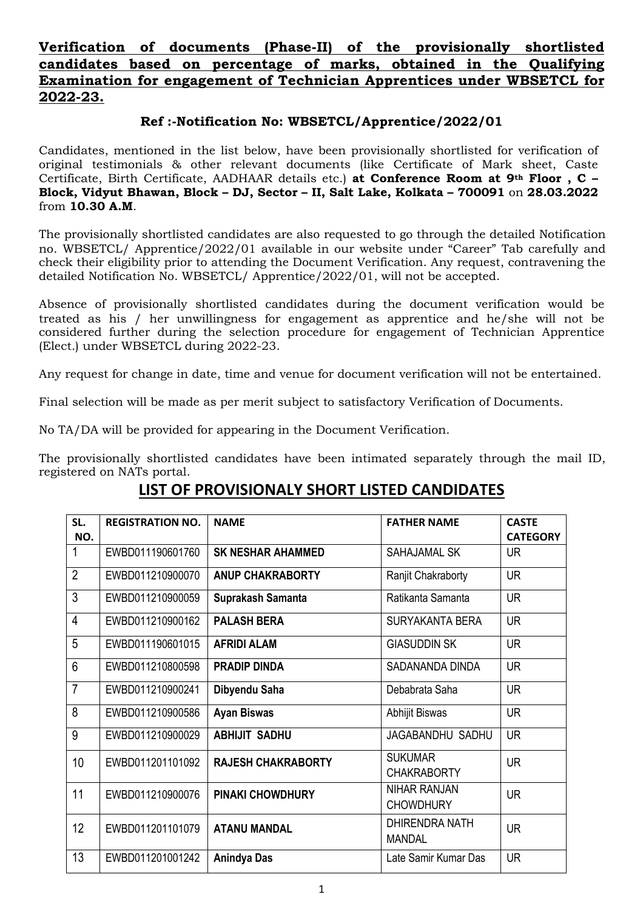**Verification of documents (Phase-II) of the provisionally shortlisted candidates based on percentage of marks, obtained in the Qualifying Examination for engagement of Technician Apprentices under WBSETCL for 2022-23.**

**Ref :-Notification No: WBSETCL/Apprentice/2022/01**

Candidates, mentioned in the list below, have been provisionally shortlisted for verification of original testimonials & other relevant documents (like Certificate of Mark sheet, Caste Certificate, Birth Certificate, AADHAAR details etc.) **at Conference Room at 9th Floor , C – Block, Vidyut Bhawan, Block – DJ, Sector – II, Salt Lake, Kolkata – 700091** on **28.03.2022** from **10.30 A.M**.

The provisionally shortlisted candidates are also requested to go through the detailed Notification no. WBSETCL/ Apprentice/2022/01 available in our website under "Career" Tab carefully and check their eligibility prior to attending the Document Verification. Any request, contravening the detailed Notification No. WBSETCL/ Apprentice/2022/01, will not be accepted.

Absence of provisionally shortlisted candidates during the document verification would be treated as his / her unwillingness for engagement as apprentice and he/she will not be considered further during the selection procedure for engagement of Technician Apprentice (Elect.) under WBSETCL during 2022-23.

Any request for change in date, time and venue for document verification will not be entertained.

Final selection will be made as per merit subject to satisfactory Verification of Documents.

No TA/DA will be provided for appearing in the Document Verification.

The provisionally shortlisted candidates have been intimated separately through the mail ID, registered on NATs portal.

## LIST OF PROVISIONALY SHORT LISTED CANDIDATES

| SL. NO. | REGISTRATION NO. | NAME | FATHER NAME | CASTE CATEGORY |
|---|---|---|---|---|
| 1 | EWBD011190601760 | **SK NESHAR AHAMMED** | SAHAJAMAL SK | UR |
| 2 | EWBD011210900070 | **ANUP CHAKRABORTY** | Ranjit Chakraborty | UR |
| 3 | EWBD011210900059 | **Suprakash Samanta** | Ratikanta Samanta | UR |
| 4 | EWBD011210900162 | **PALASH BERA** | SURYAKANTA BERA | UR |
| 5 | EWBD011190601015 | **AFRIDI ALAM** | GIASUDDIN SK | UR |
| 6 | EWBD011210800598 | **PRADIP DINDA** | SADANANDA DINDA | UR |
| 7 | EWBD011210900241 | **Dibyendu Saha** | Debabrata Saha | UR |
| 8 | EWBD011210900586 | **Ayan Biswas** | Abhijit Biswas | UR |
| 9 | EWBD011210900029 | **ABHIJIT SADHU** | JAGABANDHU SADHU | UR |
| 10 | EWBD011201101092 | **RAJESH CHAKRABORTY** | SUKUMAR CHAKRABORTY | UR |
| 11 | EWBD011210900076 | **PINAKI CHOWDHURY** | NIHAR RANJAN CHOWDHURY | UR |
| 12 | EWBD011201101079 | **ATANU MANDAL** | DHIRENDRA NATH MANDAL | UR |
| 13 | EWBD011201001242 | **Anindya Das** | Late Samir Kumar Das | UR |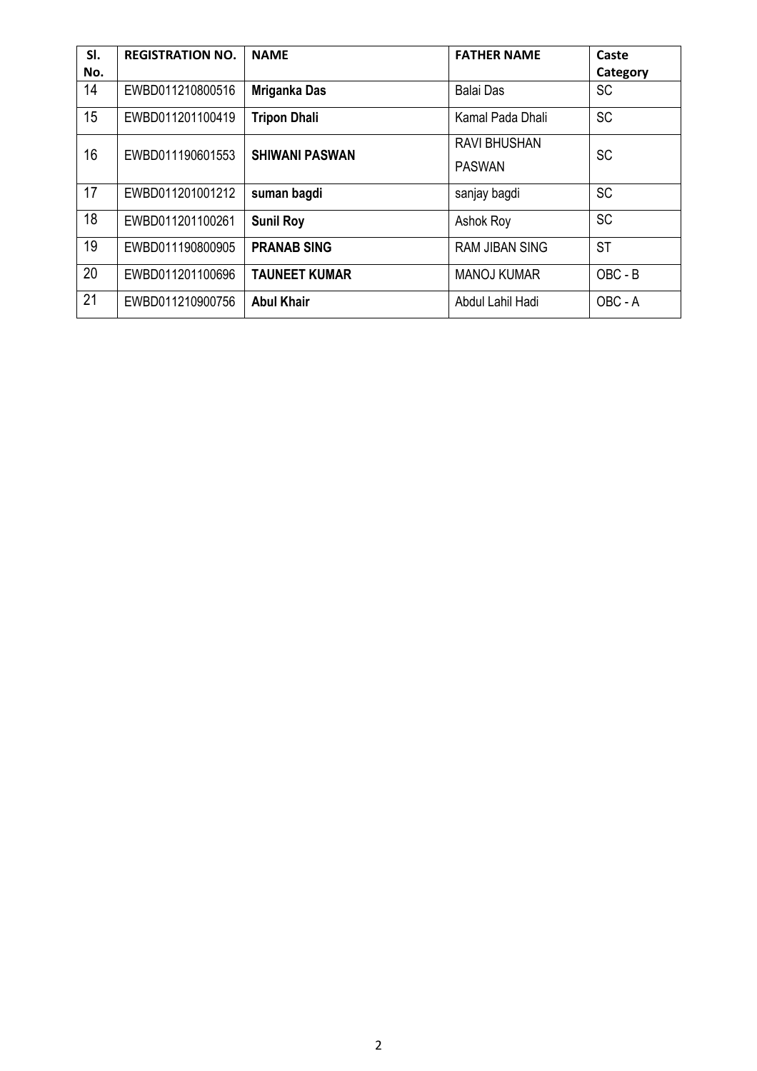| Sl. No. | REGISTRATION NO. | NAME | FATHER NAME | Caste Category |
|---|---|---|---|---|
| 14 | EWBD011210800516 | **Mriganka Das** | Balai Das | SC |
| 15 | EWBD011201100419 | **Tripon Dhali** | Kamal Pada Dhali | SC |
| 16 | EWBD011190601553 | **SHIWANI PASWAN** | RAVI BHUSHAN PASWAN | SC |
| 17 | EWBD011201001212 | **suman bagdi** | sanjay bagdi | SC |
| 18 | EWBD011201100261 | **Sunil Roy** | Ashok Roy | SC |
| 19 | EWBD011190800905 | **PRANAB SING** | RAM JIBAN SING | ST |
| 20 | EWBD011201100696 | **TAUNEET KUMAR** | MANOJ KUMAR | OBC - B |
| 21 | EWBD011210900756 | **Abul Khair** | Abdul Lahil Hadi | OBC - A |